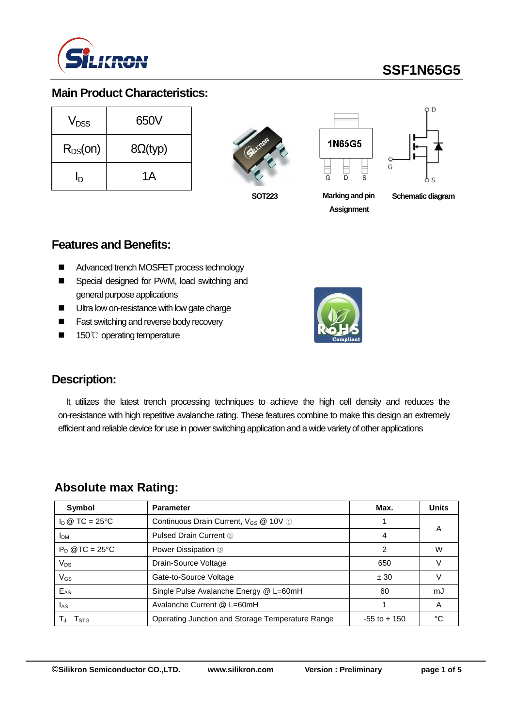# SSF1N65G5

## Main Product Characteristics:

| | |
|---|---|
| $V_{DSS}$ | 650V |
| $R_{DS}(on)$ | 8Ω(typ) |
| $I_D$ | 1A |

SOT223

Marking and pin Assignment

Schematic diagram

## Features and Benefits:

- Advanced trench MOSFET process technology
- Special designed for PWM, load switching and general purpose applications
- Ultra low on-resistance with low gate charge
- Fast switching and reverse body recovery
- 150℃ operating temperature

## Description:

It utilizes the latest trench processing techniques to achieve the high cell density and reduces the on-resistance with high repetitive avalanche rating. These features combine to make this design an extremely efficient and reliable device for use in power switching application and a wide variety of other applications

## Absolute max Rating:

| Symbol | Parameter | Max. | Units |
|---|---|---|---|
| $I_D$ @ TC = 25°C | Continuous Drain Current, $V_{GS}$ @ 10V ① | 1 | A |
| $I_{DM}$ | Pulsed Drain Current ② | 4 | |
| $P_D$ @TC = 25°C | Power Dissipation ③ | 2 | W |
| $V_{DS}$ | Drain-Source Voltage | 650 | V |
| $V_{GS}$ | Gate-to-Source Voltage | ± 30 | V |
| $E_{AS}$ | Single Pulse Avalanche Energy @ L=60mH | 60 | mJ |
| $I_{AS}$ | Avalanche Current @ L=60mH | 1 | A |
| $T_J$ $T_{STG}$ | Operating Junction and Storage Temperature Range | -55 to + 150 | °C |

©Silikron Semiconductor CO.,LTD. www.silikron.com Version : Preliminary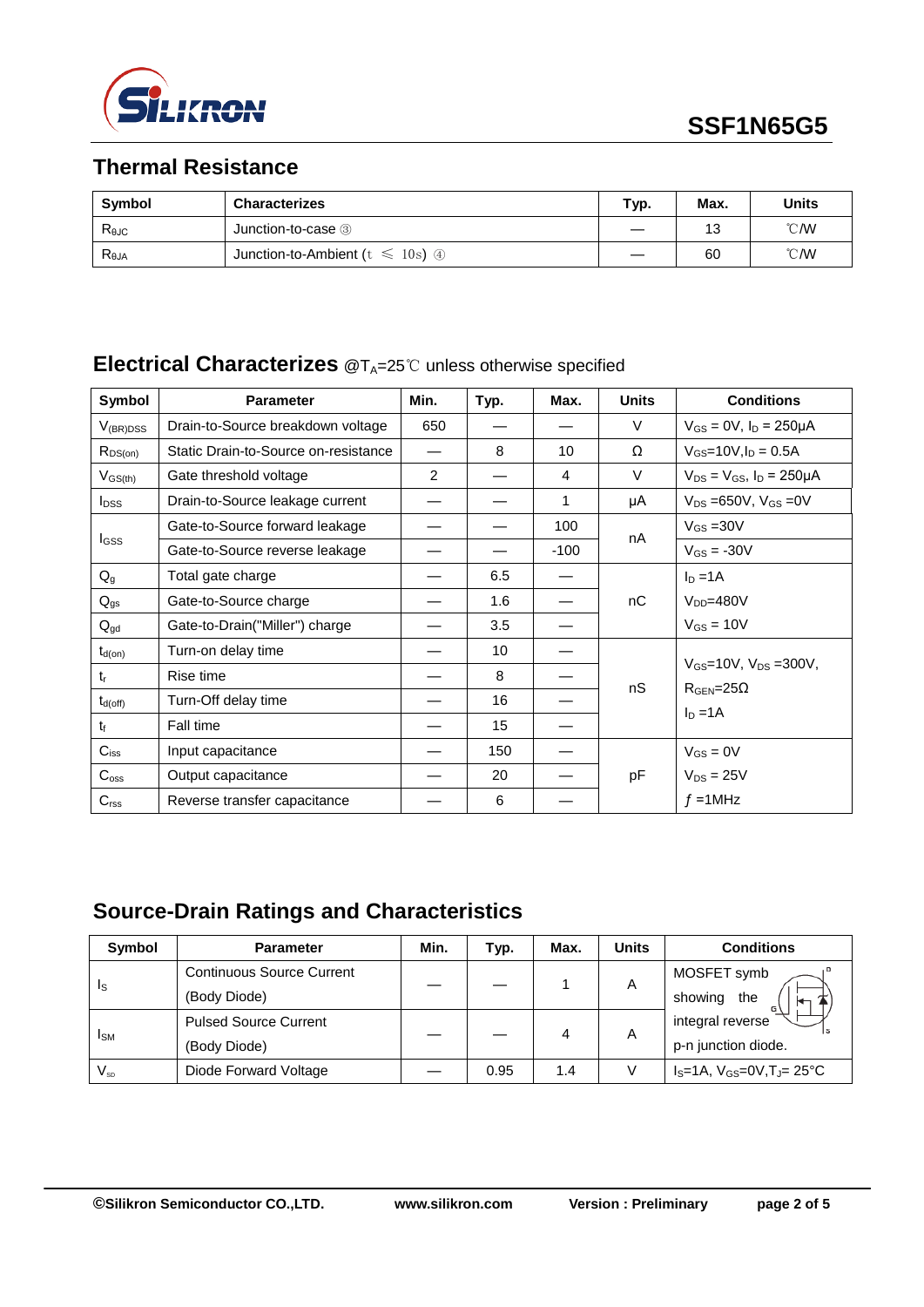## Thermal Resistance

| Symbol | Characterizes | Typ. | Max. | Units |
|---|---|---|---|---|
| $R_{\theta JC}$ | Junction-to-case ③ | — | 13 | ℃/W |
| $R_{\theta JA}$ | Junction-to-Ambient ($t \leqslant 10s$) ④ | — | 60 | ℃/W |

## Electrical Characterizes @$T_A$=25℃ unless otherwise specified

| Symbol | Parameter | Min. | Typ. | Max. | Units | Conditions |
|---|---|---|---|---|---|---|
| $V_{(BR)DSS}$ | Drain-to-Source breakdown voltage | 650 | — | — | V | $V_{GS}$ = 0V, $I_D$ = 250μA |
| $R_{DS(on)}$ | Static Drain-to-Source on-resistance | — | 8 | 10 | Ω | $V_{GS}$=10V,$I_D$ = 0.5A |
| $V_{GS(th)}$ | Gate threshold voltage | 2 | — | 4 | V | $V_{DS}$ = $V_{GS}$, $I_D$ = 250μA |
| $I_{DSS}$ | Drain-to-Source leakage current | — | — | 1 | μA | $V_{DS}$ =650V, $V_{GS}$ =0V |
| $I_{GSS}$ | Gate-to-Source forward leakage | — | — | 100 | nA | $V_{GS}$ =30V |
| | Gate-to-Source reverse leakage | — | — | -100 | | $V_{GS}$ = -30V |
| $Q_g$ | Total gate charge | — | 6.5 | — | nC | $I_D$ =1A |
| $Q_{gs}$ | Gate-to-Source charge | — | 1.6 | — | | $V_{DD}$=480V |
| $Q_{gd}$ | Gate-to-Drain("Miller") charge | — | 3.5 | — | | $V_{GS}$ = 10V |
| $t_{d(on)}$ | Turn-on delay time | — | 10 | — | nS | $V_{GS}$=10V, $V_{DS}$ =300V, |
| $t_r$ | Rise time | — | 8 | — | | $R_{GEN}$=25Ω |
| $t_{d(off)}$ | Turn-Off delay time | — | 16 | — | | $I_D$ =1A |
| $t_f$ | Fall time | — | 15 | — | | |
| $C_{iss}$ | Input capacitance | — | 150 | — | pF | $V_{GS}$ = 0V |
| $C_{oss}$ | Output capacitance | — | 20 | — | | $V_{DS}$ = 25V |
| $C_{rss}$ | Reverse transfer capacitance | — | 6 | — | | $f$ =1MHz |

## Source-Drain Ratings and Characteristics

| Symbol | Parameter | Min. | Typ. | Max. | Units | Conditions |
|---|---|---|---|---|---|---|
| $I_S$ | Continuous Source Current (Body Diode) | — | — | 1 | A | MOSFET symb showing the integral reverse p-n junction diode. |
| $I_{SM}$ | Pulsed Source Current (Body Diode) | — | — | 4 | A | |
| $V_{SD}$ | Diode Forward Voltage | — | 0.95 | 1.4 | V | $I_S$=1A, $V_{GS}$=0V,$T_J$= 25°C |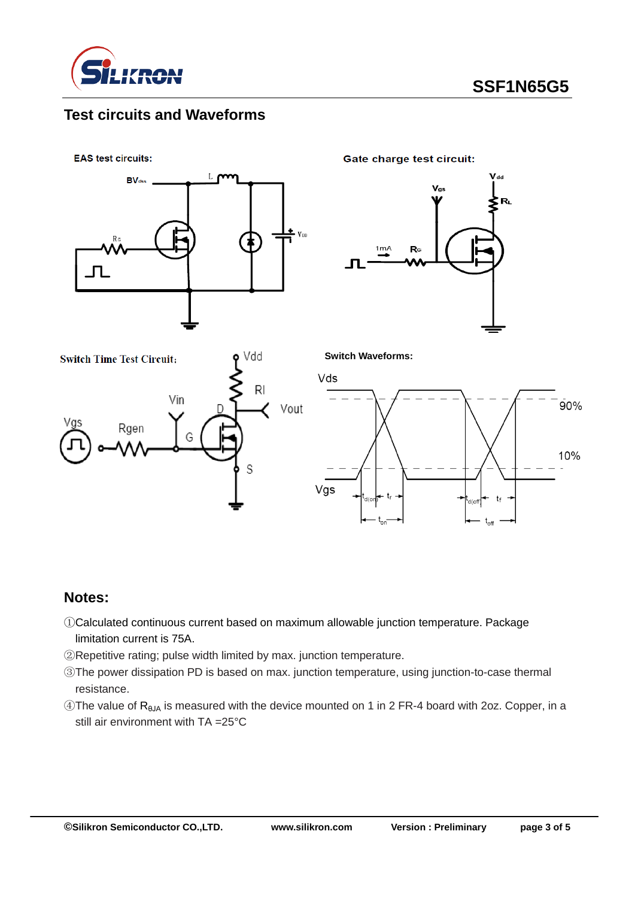## Test circuits and Waveforms

**EAS test circuits:**

**Gate charge test circuit:**

**Switch Time Test Circuit:**

**Switch Waveforms:**

## Notes:

①Calculated continuous current based on maximum allowable junction temperature. Package limitation current is 75A.

②Repetitive rating; pulse width limited by max. junction temperature.

③The power dissipation PD is based on max. junction temperature, using junction-to-case thermal resistance.

④The value of $R_{θJA}$ is measured with the device mounted on 1 in 2 FR-4 board with 2oz. Copper, in a still air environment with TA =25°C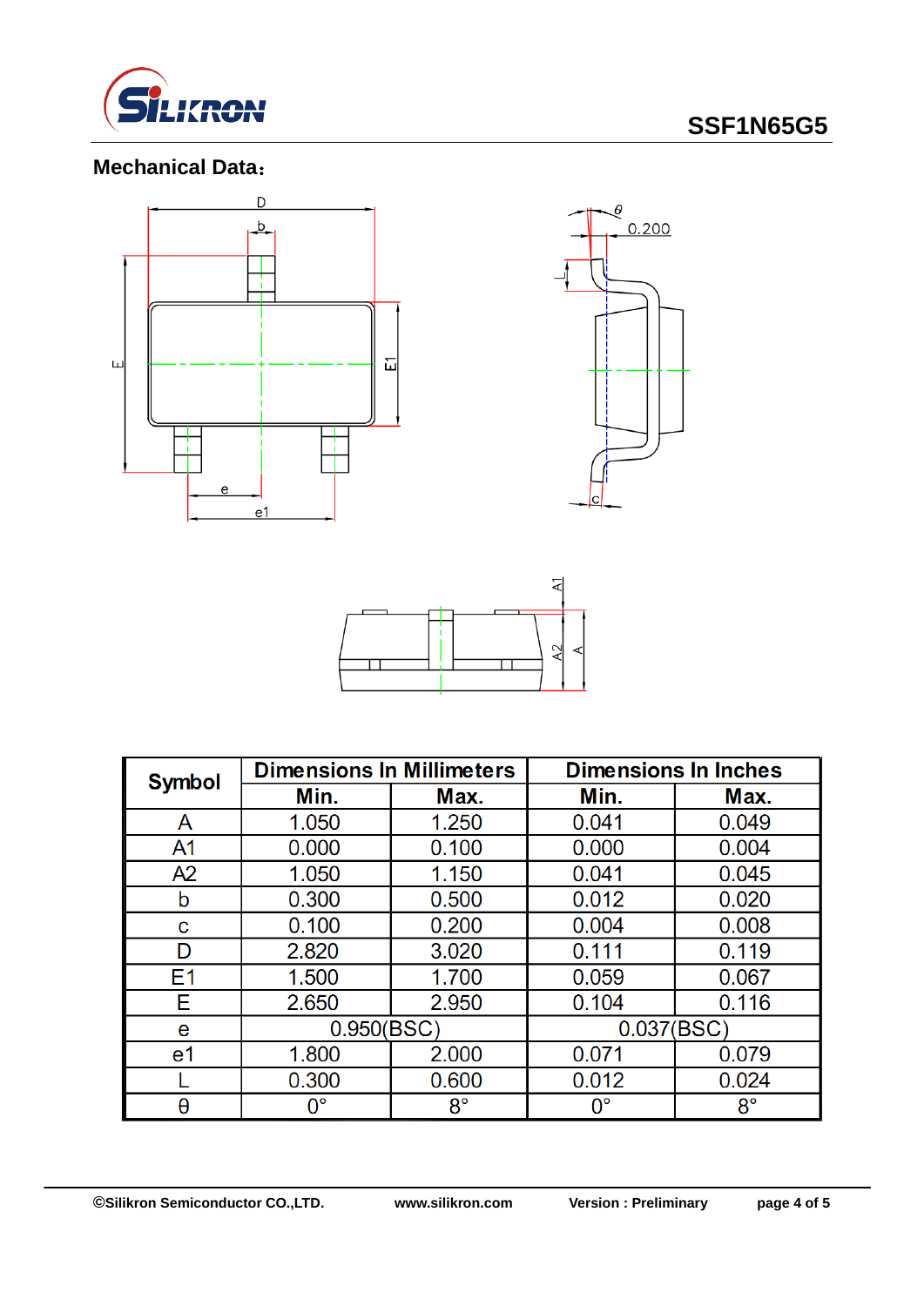## Mechanical Data:

| Symbol | Dimensions In Millimeters | | Dimensions In Inches | |
|---|---|---|---|---|
| | Min. | Max. | Min. | Max. |
| A | 1.050 | 1.250 | 0.041 | 0.049 |
| A1 | 0.000 | 0.100 | 0.000 | 0.004 |
| A2 | 1.050 | 1.150 | 0.041 | 0.045 |
| b | 0.300 | 0.500 | 0.012 | 0.020 |
| c | 0.100 | 0.200 | 0.004 | 0.008 |
| D | 2.820 | 3.020 | 0.111 | 0.119 |
| E1 | 1.500 | 1.700 | 0.059 | 0.067 |
| E | 2.650 | 2.950 | 0.104 | 0.116 |
| e | 0.950(BSC) | | 0.037(BSC) | |
| e1 | 1.800 | 2.000 | 0.071 | 0.079 |
| L | 0.300 | 0.600 | 0.012 | 0.024 |
| θ | 0° | 8° | 0° | 8° |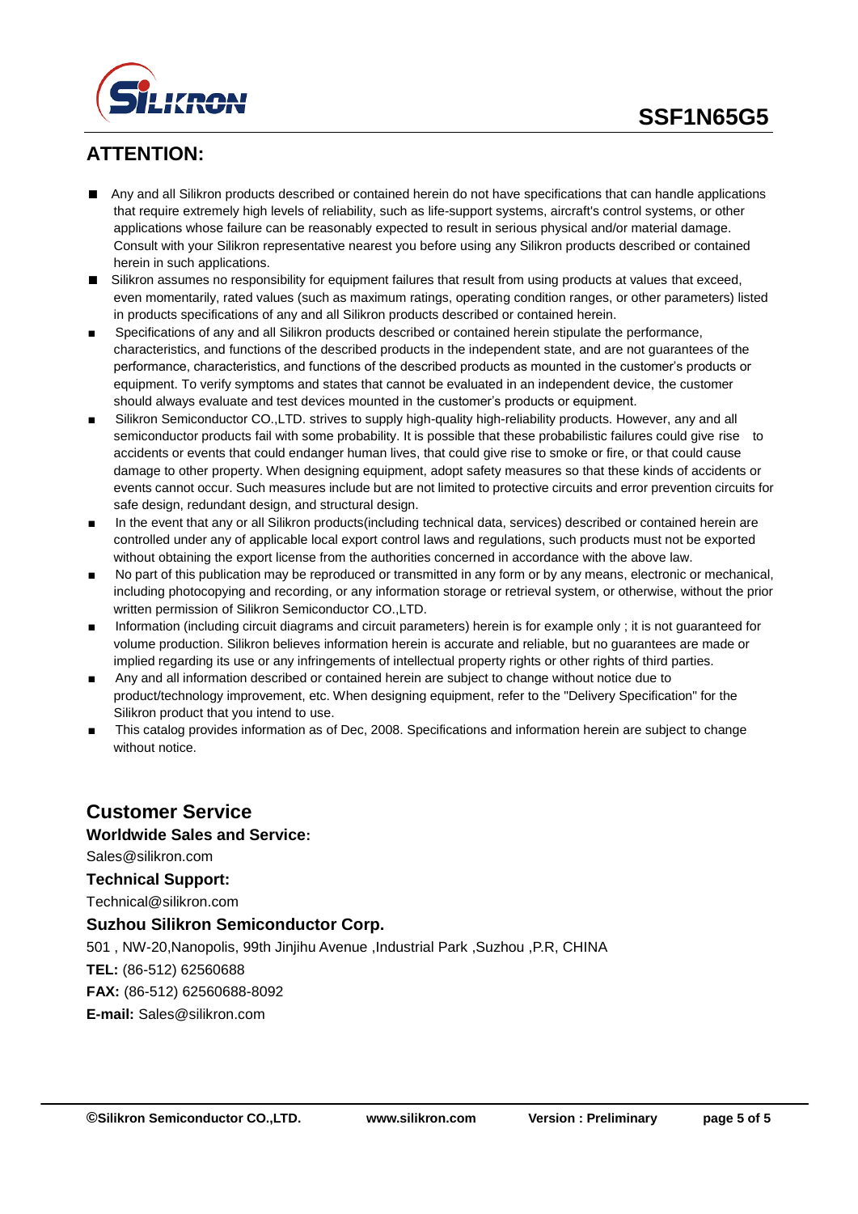## ATTENTION:

- Any and all Silikron products described or contained herein do not have specifications that can handle applications that require extremely high levels of reliability, such as life-support systems, aircraft's control systems, or other applications whose failure can be reasonably expected to result in serious physical and/or material damage. Consult with your Silikron representative nearest you before using any Silikron products described or contained herein in such applications.
- Silikron assumes no responsibility for equipment failures that result from using products at values that exceed, even momentarily, rated values (such as maximum ratings, operating condition ranges, or other parameters) listed in products specifications of any and all Silikron products described or contained herein.
- Specifications of any and all Silikron products described or contained herein stipulate the performance, characteristics, and functions of the described products in the independent state, and are not guarantees of the performance, characteristics, and functions of the described products as mounted in the customer's products or equipment. To verify symptoms and states that cannot be evaluated in an independent device, the customer should always evaluate and test devices mounted in the customer's products or equipment.
- Silikron Semiconductor CO.,LTD. strives to supply high-quality high-reliability products. However, any and all semiconductor products fail with some probability. It is possible that these probabilistic failures could give rise to accidents or events that could endanger human lives, that could give rise to smoke or fire, or that could cause damage to other property. When designing equipment, adopt safety measures so that these kinds of accidents or events cannot occur. Such measures include but are not limited to protective circuits and error prevention circuits for safe design, redundant design, and structural design.
- In the event that any or all Silikron products(including technical data, services) described or contained herein are controlled under any of applicable local export control laws and regulations, such products must not be exported without obtaining the export license from the authorities concerned in accordance with the above law.
- No part of this publication may be reproduced or transmitted in any form or by any means, electronic or mechanical, including photocopying and recording, or any information storage or retrieval system, or otherwise, without the prior written permission of Silikron Semiconductor CO.,LTD.
- Information (including circuit diagrams and circuit parameters) herein is for example only ; it is not guaranteed for volume production. Silikron believes information herein is accurate and reliable, but no guarantees are made or implied regarding its use or any infringements of intellectual property rights or other rights of third parties.
- Any and all information described or contained herein are subject to change without notice due to product/technology improvement, etc. When designing equipment, refer to the "Delivery Specification" for the Silikron product that you intend to use.
- This catalog provides information as of Dec, 2008. Specifications and information herein are subject to change without notice.

## Customer Service

### Worldwide Sales and Service:

Sales@silikron.com

### Technical Support:

Technical@silikron.com

### Suzhou Silikron Semiconductor Corp.

501 , NW-20,Nanopolis, 99th Jinjihu Avenue ,Industrial Park ,Suzhou ,P.R, CHINA

**TEL:** (86-512) 62560688

**FAX:** (86-512) 62560688-8092

**E-mail:** Sales@silikron.com